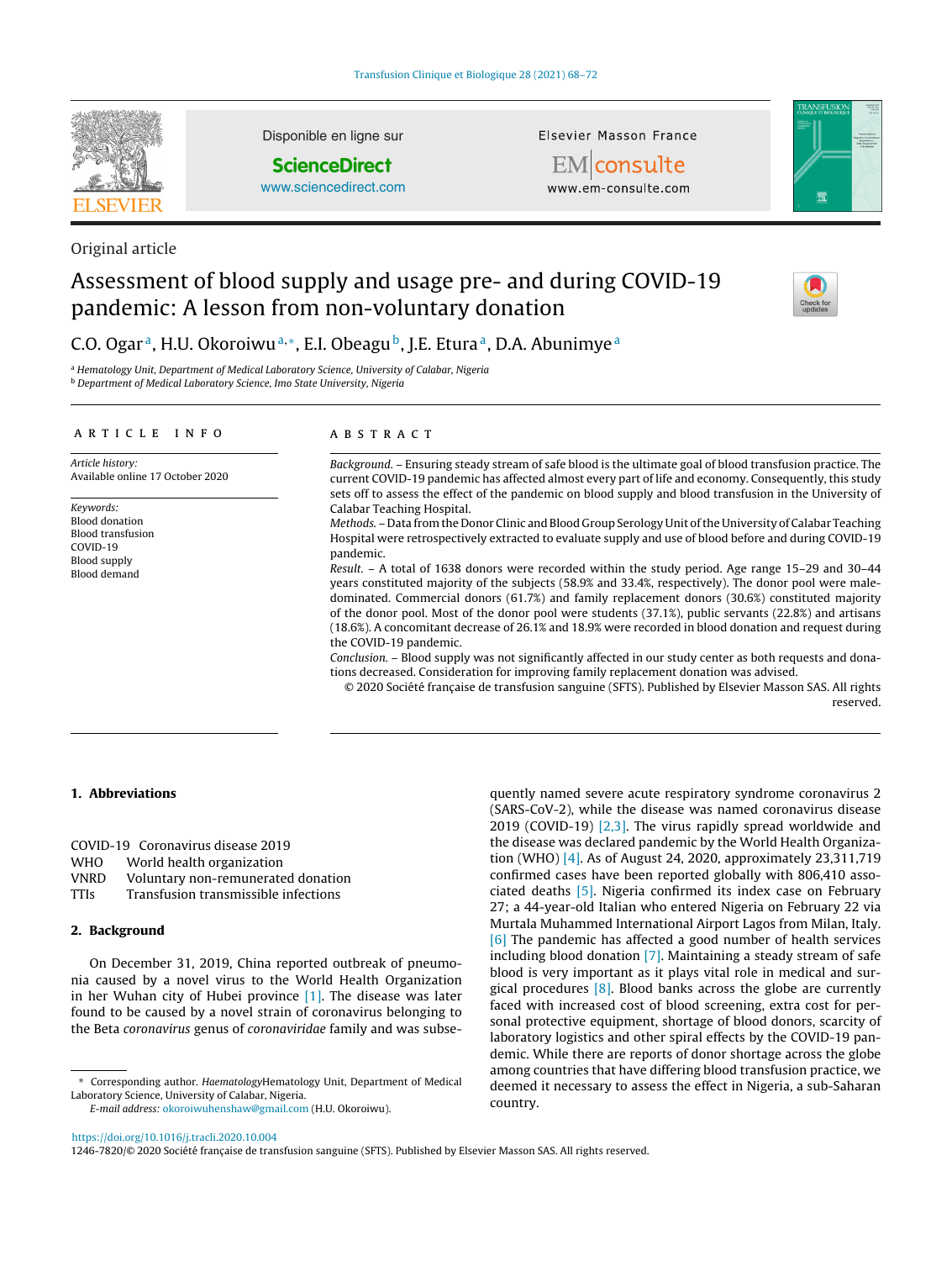Original article

# Assessment of blood supply and usage pre- and during COVID-19 pandemic: A lesson from non-voluntary donation

C.O. Ogar[a], H.U. Okoroiwu[a,*], E.I. Obeagu[b], J.E. Etura[a], D.A. Abunimye[a]

[a] Hematology Unit, Department of Medical Laboratory Science, University of Calabar, Nigeria
[b] Department of Medical Laboratory Science, Imo State University, Nigeria

## ARTICLE INFO

*Article history:*
Available online 17 October 2020

*Keywords:*
Blood donation
Blood transfusion
COVID-19
Blood supply
Blood demand

## ABSTRACT

*Background.* – Ensuring steady stream of safe blood is the ultimate goal of blood transfusion practice. The current COVID-19 pandemic has affected almost every part of life and economy. Consequently, this study sets off to assess the effect of the pandemic on blood supply and blood transfusion in the University of Calabar Teaching Hospital.

*Methods.* – Data from the Donor Clinic and Blood Group Serology Unit of the University of Calabar Teaching Hospital were retrospectively extracted to evaluate supply and use of blood before and during COVID-19 pandemic.

*Result.* – A total of 1638 donors were recorded within the study period. Age range 15–29 and 30–44 years constituted majority of the subjects (58.9% and 33.4%, respectively). The donor pool were male-dominated. Commercial donors (61.7%) and family replacement donors (30.6%) constituted majority of the donor pool. Most of the donor pool were students (37.1%), public servants (22.8%) and artisans (18.6%). A concomitant decrease of 26.1% and 18.9% were recorded in blood donation and request during the COVID-19 pandemic.

*Conclusion.* – Blood supply was not significantly affected in our study center as both requests and donations decreased. Consideration for improving family replacement donation was advised.

© 2020 Société française de transfusion sanguine (SFTS). Published by Elsevier Masson SAS. All rights reserved.

## 1. Abbreviations

| | |
|---|---|
| COVID-19 | Coronavirus disease 2019 |
| WHO | World health organization |
| VNRD | Voluntary non-remunerated donation |
| TTIs | Transfusion transmissible infections |

## 2. Background

On December 31, 2019, China reported outbreak of pneumonia caused by a novel virus to the World Health Organization in her Wuhan city of Hubei province [1]. The disease was later found to be caused by a novel strain of coronavirus belonging to the Beta *coronavirus* genus of *coronaviridae* family and was subsequently named severe acute respiratory syndrome coronavirus 2 (SARS-CoV-2), while the disease was named coronavirus disease 2019 (COVID-19) [2,3]. The virus rapidly spread worldwide and the disease was declared pandemic by the World Health Organization (WHO) [4]. As of August 24, 2020, approximately 23,311,719 confirmed cases have been reported globally with 806,410 associated deaths [5]. Nigeria confirmed its index case on February 27; a 44-year-old Italian who entered Nigeria on February 22 via Murtala Muhammed International Airport Lagos from Milan, Italy. [6] The pandemic has affected a good number of health services including blood donation [7]. Maintaining a steady stream of safe blood is very important as it plays vital role in medical and surgical procedures [8]. Blood banks across the globe are currently faced with increased cost of blood screening, extra cost for personal protective equipment, shortage of blood donors, scarcity of laboratory logistics and other spiral effects by the COVID-19 pandemic. While there are reports of donor shortage across the globe among countries that have differing blood transfusion practice, we deemed it necessary to assess the effect in Nigeria, a sub-Saharan country.

\* Corresponding author. HaematologyHematology Unit, Department of Medical Laboratory Science, University of Calabar, Nigeria.
*E-mail address:* okoroiwuhenshaw@gmail.com (H.U. Okoroiwu).

https://doi.org/10.1016/j.tracli.2020.10.004
1246-7820/© 2020 Société française de transfusion sanguine (SFTS). Published by Elsevier Masson SAS. All rights reserved.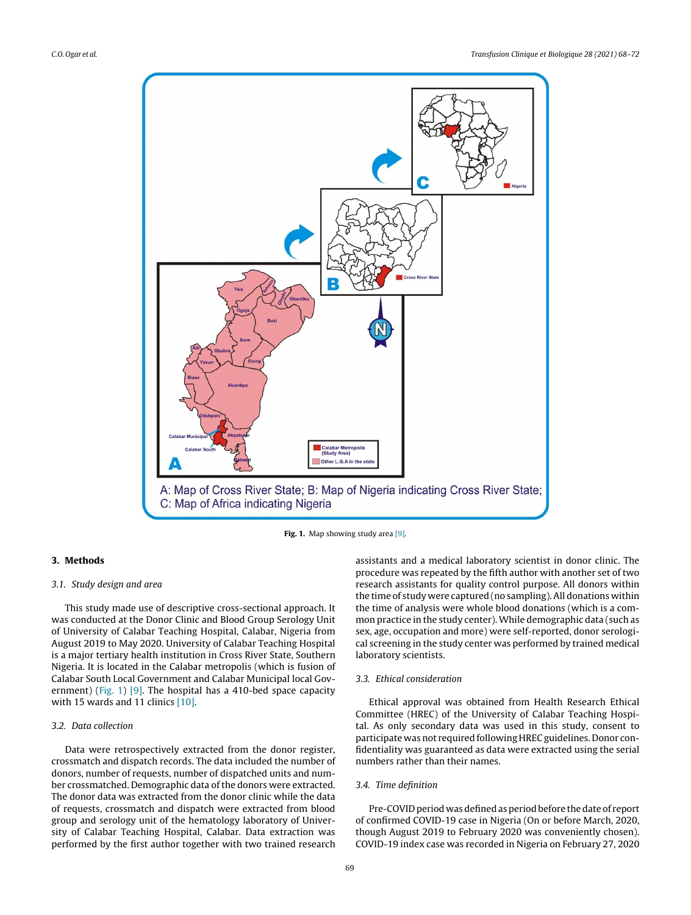A: Map of Cross River State; B: Map of Nigeria indicating Cross River State; C: Map of Africa indicating Nigeria

**Fig. 1.** Map showing study area [9].

## 3. Methods

### 3.1. Study design and area

This study made use of descriptive cross-sectional approach. It was conducted at the Donor Clinic and Blood Group Serology Unit of University of Calabar Teaching Hospital, Calabar, Nigeria from August 2019 to May 2020. University of Calabar Teaching Hospital is a major tertiary health institution in Cross River State, Southern Nigeria. It is located in the Calabar metropolis (which is fusion of Calabar South Local Government and Calabar Municipal local Government) (Fig. 1) [9]. The hospital has a 410-bed space capacity with 15 wards and 11 clinics [10].

### 3.2. Data collection

Data were retrospectively extracted from the donor register, crossmatch and dispatch records. The data included the number of donors, number of requests, number of dispatched units and number crossmatched. Demographic data of the donors were extracted. The donor data was extracted from the donor clinic while the data of requests, crossmatch and dispatch were extracted from blood group and serology unit of the hematology laboratory of University of Calabar Teaching Hospital, Calabar. Data extraction was performed by the first author together with two trained research assistants and a medical laboratory scientist in donor clinic. The procedure was repeated by the fifth author with another set of two research assistants for quality control purpose. All donors within the time of study were captured (no sampling). All donations within the time of analysis were whole blood donations (which is a common practice in the study center). While demographic data (such as sex, age, occupation and more) were self-reported, donor serological screening in the study center was performed by trained medical laboratory scientists.

### 3.3. Ethical consideration

Ethical approval was obtained from Health Research Ethical Committee (HREC) of the University of Calabar Teaching Hospital. As only secondary data was used in this study, consent to participate was not required following HREC guidelines. Donor confidentiality was guaranteed as data were extracted using the serial numbers rather than their names.

### 3.4. Time definition

Pre-COVID period was defined as period before the date of report of confirmed COVID-19 case in Nigeria (On or before March, 2020, though August 2019 to February 2020 was conveniently chosen). COVID-19 index case was recorded in Nigeria on February 27, 2020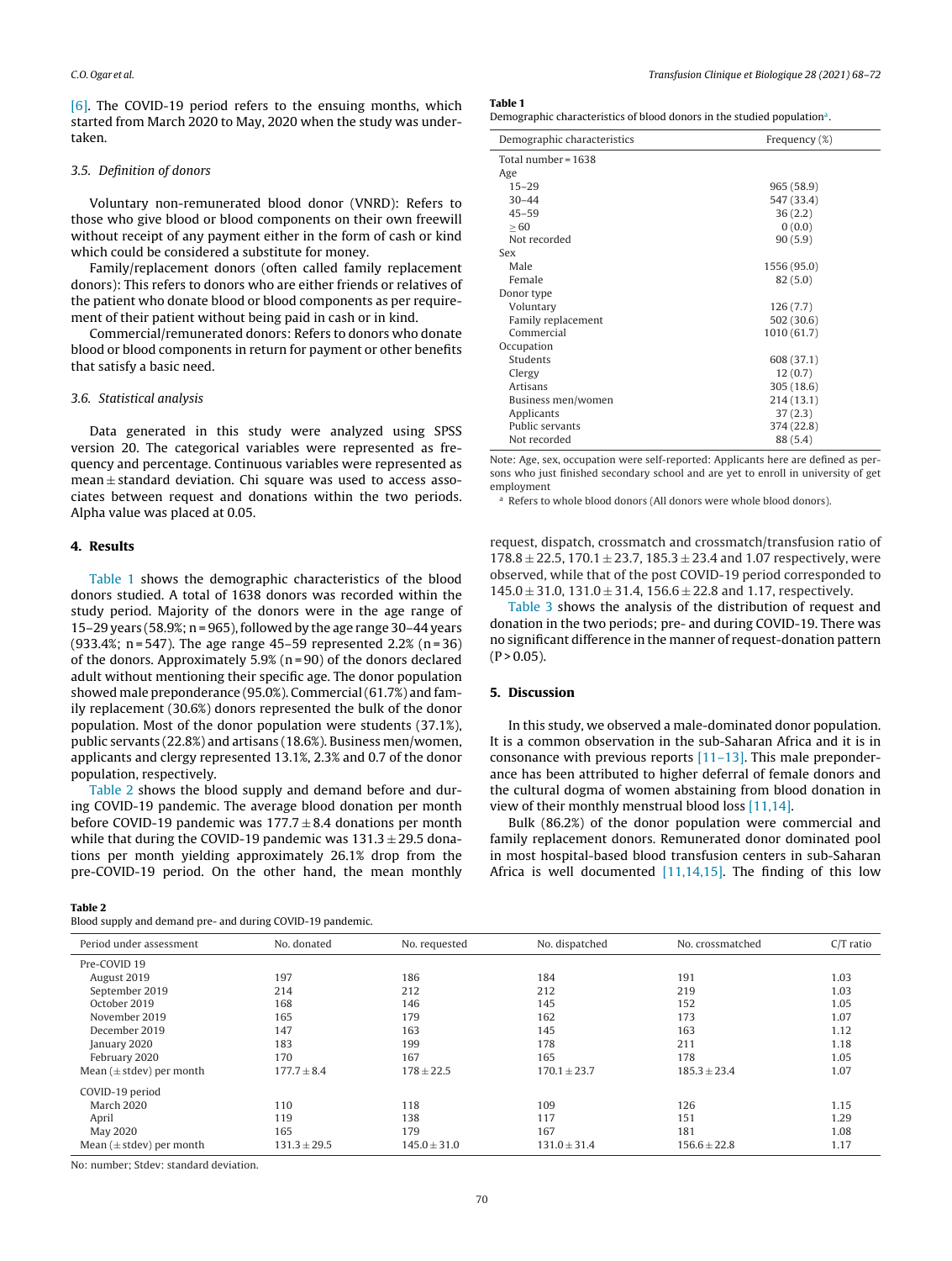[6]. The COVID-19 period refers to the ensuing months, which started from March 2020 to May, 2020 when the study was undertaken.

### 3.5. Definition of donors

Voluntary non-remunerated blood donor (VNRD): Refers to those who give blood or blood components on their own freewill without receipt of any payment either in the form of cash or kind which could be considered a substitute for money.

Family/replacement donors (often called family replacement donors): This refers to donors who are either friends or relatives of the patient who donate blood or blood components as per requirement of their patient without being paid in cash or in kind.

Commercial/remunerated donors: Refers to donors who donate blood or blood components in return for payment or other benefits that satisfy a basic need.

### 3.6. Statistical analysis

Data generated in this study were analyzed using SPSS version 20. The categorical variables were represented as frequency and percentage. Continuous variables were represented as mean ± standard deviation. Chi square was used to access associates between request and donations within the two periods. Alpha value was placed at 0.05.

## 4. Results

Table 1 shows the demographic characteristics of the blood donors studied. A total of 1638 donors was recorded within the study period. Majority of the donors were in the age range of 15–29 years (58.9%; n = 965), followed by the age range 30–44 years (933.4%; n = 547). The age range 45–59 represented 2.2% (n = 36) of the donors. Approximately 5.9% (n = 90) of the donors declared adult without mentioning their specific age. The donor population showed male preponderance (95.0%). Commercial (61.7%) and family replacement (30.6%) donors represented the bulk of the donor population. Most of the donor population were students (37.1%), public servants (22.8%) and artisans (18.6%). Business men/women, applicants and clergy represented 13.1%, 2.3% and 0.7 of the donor population, respectively.

Table 2 shows the blood supply and demand before and during COVID-19 pandemic. The average blood donation per month before COVID-19 pandemic was 177.7 ± 8.4 donations per month while that during the COVID-19 pandemic was 131.3 ± 29.5 donations per month yielding approximately 26.1% drop from the pre-COVID-19 period. On the other hand, the mean monthly request, dispatch, crossmatch and crossmatch/transfusion ratio of 178.8 ± 22.5, 170.1 ± 23.7, 185.3 ± 23.4 and 1.07 respectively, were observed, while that of the post COVID-19 period corresponded to 145.0 ± 31.0, 131.0 ± 31.4, 156.6 ± 22.8 and 1.17, respectively.

Table 3 shows the analysis of the distribution of request and donation in the two periods; pre- and during COVID-19. There was no significant difference in the manner of request-donation pattern ($P > 0.05$).

**Table 1**
Demographic characteristics of blood donors in the studied population[a].

| Demographic characteristics | Frequency (%) |
|---|---|
| Total number = 1638 | |
| Age | |
| 15–29 | 965 (58.9) |
| 30–44 | 547 (33.4) |
| 45–59 | 36 (2.2) |
| ≥ 60 | 0 (0.0) |
| Not recorded | 90 (5.9) |
| Sex | |
| Male | 1556 (95.0) |
| Female | 82 (5.0) |
| Donor type | |
| Voluntary | 126 (7.7) |
| Family replacement | 502 (30.6) |
| Commercial | 1010 (61.7) |
| Occupation | |
| Students | 608 (37.1) |
| Clergy | 12 (0.7) |
| Artisans | 305 (18.6) |
| Business men/women | 214 (13.1) |
| Applicants | 37 (2.3) |
| Public servants | 374 (22.8) |
| Not recorded | 88 (5.4) |

Note: Age, sex, occupation were self-reported: Applicants here are defined as persons who just finished secondary school and are yet to enroll in university of get employment

[a] Refers to whole blood donors (All donors were whole blood donors).

**Table 2**
Blood supply and demand pre- and during COVID-19 pandemic.

| Period under assessment | No. donated | No. requested | No. dispatched | No. crossmatched | C/T ratio |
|---|---|---|---|---|---|
| Pre-COVID 19 | | | | | |
| August 2019 | 197 | 186 | 184 | 191 | 1.03 |
| September 2019 | 214 | 212 | 212 | 219 | 1.03 |
| October 2019 | 168 | 146 | 145 | 152 | 1.05 |
| November 2019 | 165 | 179 | 162 | 173 | 1.07 |
| December 2019 | 147 | 163 | 145 | 163 | 1.12 |
| January 2020 | 183 | 199 | 178 | 211 | 1.18 |
| February 2020 | 170 | 167 | 165 | 178 | 1.05 |
| Mean (± stdev) per month | 177.7 ± 8.4 | 178 ± 22.5 | 170.1 ± 23.7 | 185.3 ± 23.4 | 1.07 |
| COVID-19 period | | | | | |
| March 2020 | 110 | 118 | 109 | 126 | 1.15 |
| April | 119 | 138 | 117 | 151 | 1.29 |
| May 2020 | 165 | 179 | 167 | 181 | 1.08 |
| Mean (± stdev) per month | 131.3 ± 29.5 | 145.0 ± 31.0 | 131.0 ± 31.4 | 156.6 ± 22.8 | 1.17 |

No: number; Stdev: standard deviation.

## 5. Discussion

In this study, we observed a male-dominated donor population. It is a common observation in the sub-Saharan Africa and it is in consonance with previous reports [11–13]. This male preponderance has been attributed to higher deferral of female donors and the cultural dogma of women abstaining from blood donation in view of their monthly menstrual blood loss [11,14].

Bulk (86.2%) of the donor population were commercial and family replacement donors. Remunerated donor dominated pool in most hospital-based blood transfusion centers in sub-Saharan Africa is well documented [11,14,15]. The finding of this low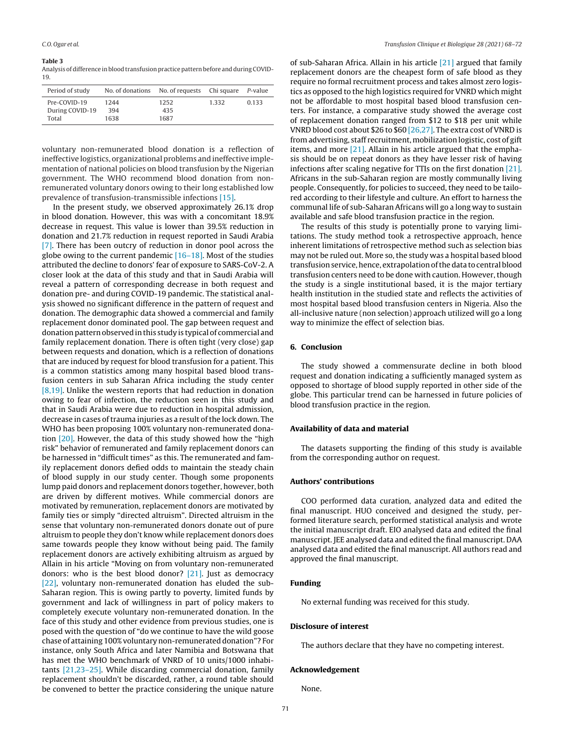**Table 3**
Analysis of difference in blood transfusion practice pattern before and during COVID-19.

| Period of study | No. of donations | No. of requests | Chi square | *P*-value |
|---|---|---|---|---|
| Pre-COVID-19 | 1244 | 1252 | 1.332 | 0.133 |
| During COVID-19 | 394 | 435 | | |
| Total | 1638 | 1687 | | |

voluntary non-remunerated blood donation is a reflection of ineffective logistics, organizational problems and ineffective implementation of national policies on blood transfusion by the Nigerian government. The WHO recommend blood donation from non-remunerated voluntary donors owing to their long established low prevalence of transfusion-transmissible infections [15].

In the present study, we observed approximately 26.1% drop in blood donation. However, this was with a concomitant 18.9% decrease in request. This value is lower than 39.5% reduction in donation and 21.7% reduction in request reported in Saudi Arabia [7]. There has been outcry of reduction in donor pool across the globe owing to the current pandemic [16–18]. Most of the studies attributed the decline to donors' fear of exposure to SARS-CoV-2. A closer look at the data of this study and that in Saudi Arabia will reveal a pattern of corresponding decrease in both request and donation pre- and during COVID-19 pandemic. The statistical analysis showed no significant difference in the pattern of request and donation. The demographic data showed a commercial and family replacement donor dominated pool. The gap between request and donation pattern observed in this study is typical of commercial and family replacement donation. There is often tight (very close) gap between requests and donation, which is a reflection of donations that are induced by request for blood transfusion for a patient. This is a common statistics among many hospital based blood transfusion centers in sub Saharan Africa including the study center [8,19]. Unlike the western reports that had reduction in donation owing to fear of infection, the reduction seen in this study and that in Saudi Arabia were due to reduction in hospital admission, decrease in cases of trauma injuries as a result of the lock down. The WHO has been proposing 100% voluntary non-remunerated donation [20]. However, the data of this study showed how the "high risk" behavior of remunerated and family replacement donors can be harnessed in "difficult times" as this. The remunerated and family replacement donors defied odds to maintain the steady chain of blood supply in our study center. Though some proponents lump paid donors and replacement donors together, however, both are driven by different motives. While commercial donors are motivated by remuneration, replacement donors are motivated by family ties or simply "directed altruism". Directed altruism in the sense that voluntary non-remunerated donors donate out of pure altruism to people they don't know while replacement donors does same towards people they know without being paid. The family replacement donors are actively exhibiting altruism as argued by Allain in his article "Moving on from voluntary non-remunerated donors: who is the best blood donor? [21]. Just as democracy [22], voluntary non-remunerated donation has eluded the sub-Saharan region. This is owing partly to poverty, limited funds by government and lack of willingness in part of policy makers to completely execute voluntary non-remunerated donation. In the face of this study and other evidence from previous studies, one is posed with the question of "do we continue to have the wild goose chase of attaining 100% voluntary non-remunerated donation"? For instance, only South Africa and later Namibia and Botswana that has met the WHO benchmark of VNRD of 10 units/1000 inhabitants [21,23–25]. While discarding commercial donation, family replacement shouldn't be discarded, rather, a round table should be convened to better the practice considering the unique nature of sub-Saharan Africa. Allain in his article [21] argued that family replacement donors are the cheapest form of safe blood as they require no formal recruitment process and takes almost zero logistics as opposed to the high logistics required for VNRD which might not be affordable to most hospital based blood transfusion centers. For instance, a comparative study showed the average cost of replacement donation ranged from $12 to $18 per unit while VNRD blood cost about $26 to $60 [26,27]. The extra cost of VNRD is from advertising, staff recruitment, mobilization logistic, cost of gift items, and more [21]. Allain in his article argued that the emphasis should be on repeat donors as they have lesser risk of having infections after scaling negative for TTIs on the first donation [21]. Africans in the sub-Saharan region are mostly communally living people. Consequently, for policies to succeed, they need to be tailored according to their lifestyle and culture. An effort to harness the communal life of sub-Saharan Africans will go a long way to sustain available and safe blood transfusion practice in the region.

The results of this study is potentially prone to varying limitations. The study method took a retrospective approach, hence inherent limitations of retrospective method such as selection bias may not be ruled out. More so, the study was a hospital based blood transfusion service, hence, extrapolation of the data to central blood transfusion centers need to be done with caution. However, though the study is a single institutional based, it is the major tertiary health institution in the studied state and reflects the activities of most hospital based blood transfusion centers in Nigeria. Also the all-inclusive nature (non selection) approach utilized will go a long way to minimize the effect of selection bias.

## 6. Conclusion

The study showed a commensurate decline in both blood request and donation indicating a sufficiently managed system as opposed to shortage of blood supply reported in other side of the globe. This particular trend can be harnessed in future policies of blood transfusion practice in the region.

## Availability of data and material

The datasets supporting the finding of this study is available from the corresponding author on request.

## Authors' contributions

COO performed data curation, analyzed data and edited the final manuscript. HUO conceived and designed the study, performed literature search, performed statistical analysis and wrote the initial manuscript draft. EIO analysed data and edited the final manuscript. JEE analysed data and edited the final manuscript. DAA analysed data and edited the final manuscript. All authors read and approved the final manuscript.

## Funding

No external funding was received for this study.

## Disclosure of interest

The authors declare that they have no competing interest.

## Acknowledgement

None.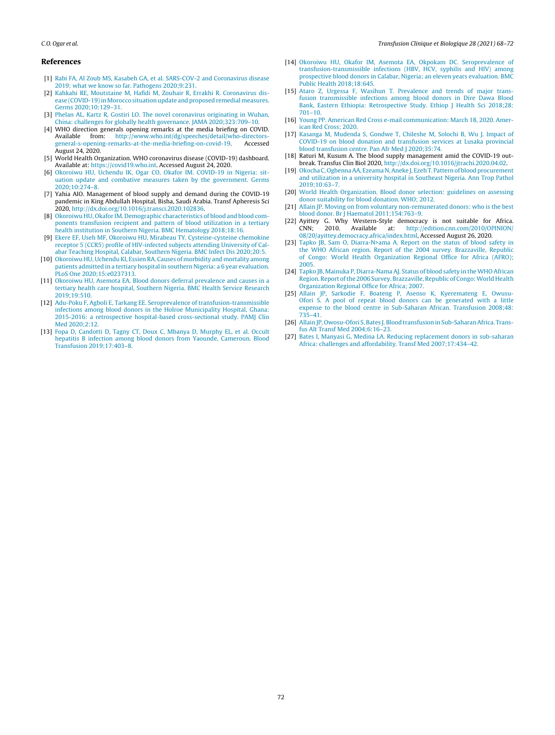## References

[1] Rabi FA, Al Zoub MS, Kasabeh GA, et al. SARS-COV-2 and Coronavirus disease 2019; what we know so far. Pathogens 2020;9:231.

[2] Kahkahi RE, Moutstaine M, Hafidi M, Zouhair R, Errakhi R. Coronavirus disease (COVID-19) in Morocco situation update and proposed remedial measures. Germs 2020;10:129–31.

[3] Phelan AL, Kartz R, Gostiri LO. The novel coronavirus originating in Wuhan, China: challenges for globally health governance. JAMA 2020;323:709–10.

[4] WHO direction generals opening remarks at the media briefing on COVID. Available from: http://www.who.int/dg/speeches/detail/who-directors-general-s-opening-remarks-at-the-media-briefing-on-covid-19. Accessed August 24, 2020.

[5] World Health Organization. WHO coronavirus disease (COVID-19) dashboard. Available at: https://covid19.who.int. Accessed August 24, 2020.

[6] Okoroiwu HU, Uchendu IK, Ogar CO, Okafor IM. COVID-19 in Nigeria: situation update and combative measures taken by the government. Germs 2020;10:274–8.

[7] Yahia AIO. Management of blood supply and demand during the COVID-19 pandemic in King Abdullah Hospital, Bisha, Saudi Arabia. Transf Apheresis Sci 2020, http://dx.doi.org/10.1016/j.transci.2020.102836.

[8] Okoroiwu HU, Okafor IM. Demographic characteristics of blood and blood components transfusion recipient and pattern of blood utilization in a tertiary health institution in Southern Nigeria. BMC Hematology 2018;18:16.

[9] Ekere EF, Useh MF, Okoroiwu HU, Mirabeau TY. Cysteine-cysteine chemokine receptor 5 (CCR5) profile of HIV-infected subjects attending University of Calabar Teaching Hospital, Calabar, Southern Nigeria. BMC Infect Dis 2020;20:5.

[10] Okoroiwu HU, Uchendu KI, Essien RA. Causes of morbidity and mortality among patients admitted in a tertiary hospital in southern Nigeria: a 6 year evaluation. PLoS One 2020;15:e0237313.

[11] Okoroiwu HU, Asemota EA. Blood donors deferral prevalence and causes in a tertiary health care hospital, Southern Nigeria. BMC Health Service Research 2019;19:510.

[12] Adu-Poku F, Agboli E, Tarkang EE. Seroprevalence of transfusion-transmissible infections among blood donors in the Holroe Municipality Hospital, Ghana: 2015-2016: a retrospective hospital-based cross-sectional study. PAMJ Clin Med 2020;2:12.

[13] Fopa D, Candotti D, Tagny CT, Doux C, Mbanya D, Murphy EL, et al. Occult hepatitis B infection among blood donors from Yaounde, Cameroun. Blood Transfusion 2019;17:403–8.

[14] Okoroiwu HU, Okafor IM, Asemota EA, Okpokam DC. Seroprevalence of transfusion-transmissible infections (HBV, HCV, syphilis and HIV) among prospective blood donors in Calabar, Nigeria; an eleven years evaluation. BMC Public Health 2018;18:645.

[15] Ataro Z, Urgessa F, Wasihun T. Prevalence and trends of major transfusion transmissible infections among blood donors in Dire Dawa Blood Bank, Eastern Ethiopia: Retrospective Study. Ethiop J Health Sci 2018;28:701–10.

[16] Young PP. American Red Cross e-mail communication: March 18, 2020. American Red Cross; 2020.

[17] Kasanga M, Mudenda S, Gondwe T, Chileshe M, Solochi B, Wu J. Impact of COVID-19 on blood donation and transfusion services at Lusaka provincial blood transfusion centre. Pan Afr Med J 2020;35:74.

[18] Raturi M, Kusum A. The blood supply management amid the COVID-19 outbreak. Transfus Clin Biol 2020, http://dx.doi.org/10.1016/jtrachi.2020.04.02.

[19] Okocha C, Ogbenna AA, Ezeama N, Aneke J, Ezeh T. Pattern of blood procurement and utilization in a university hospital in Southeast Nigeria. Ann Trop Pathol 2019;10:63–7.

[20] World Health Organization. Blood donor selection: guidelines on assessing donor suitability for blood donation. WHO; 2012.

[21] Allain JP. Moving on from voluntary non-remunerated donors: who is the best blood donor. Br J Haematol 2011;154:763–9.

[22] Ayittey G. Why Western-Style democracy is not suitable for Africa. CNN; 2010. Available at: http://edition.cnn.com/2010/OPINION/08/20/ayittey.democracy.africa/index.html, Accessed August 26, 2020.

[23] Tapko JB, Sam O, Diarra-N>ama A. Report on the status of blood safety in the WHO African region. Report of the 2004 survey. Brazzaville, Republic of Congo: World Health Organization Regional Office for Africa (AFRO); 2005.

[24] Tapko JB, Mainuka P, Diarra-Nama AJ. Status of blood safety in the WHO African Region. Report of the 2006 Survey. Brazzaville, Republic of Congo: World Health Organization Regional Office for Africa; 2007.

[25] Allain JP, Sarkodie F, Boateng P, Asenso K, Kyeremateng E, Owusu-Ofori S. A pool of repeat blood donors can be generated with a little expense to the blood centre in Sub-Saharan African. Transfusion 2008;48:735–41.

[26] Allain JP, Owosu-Ofori S, Bates J. Blood transfusion in Sub-Saharan Africa. Transfus Alt Transf Med 2004;6:16–23.

[27] Bates I, Manyasi G, Medina LA. Reducing replacement donors in sub-saharan Africa: challenges and affordability. Transf Med 2007;17:434–42.